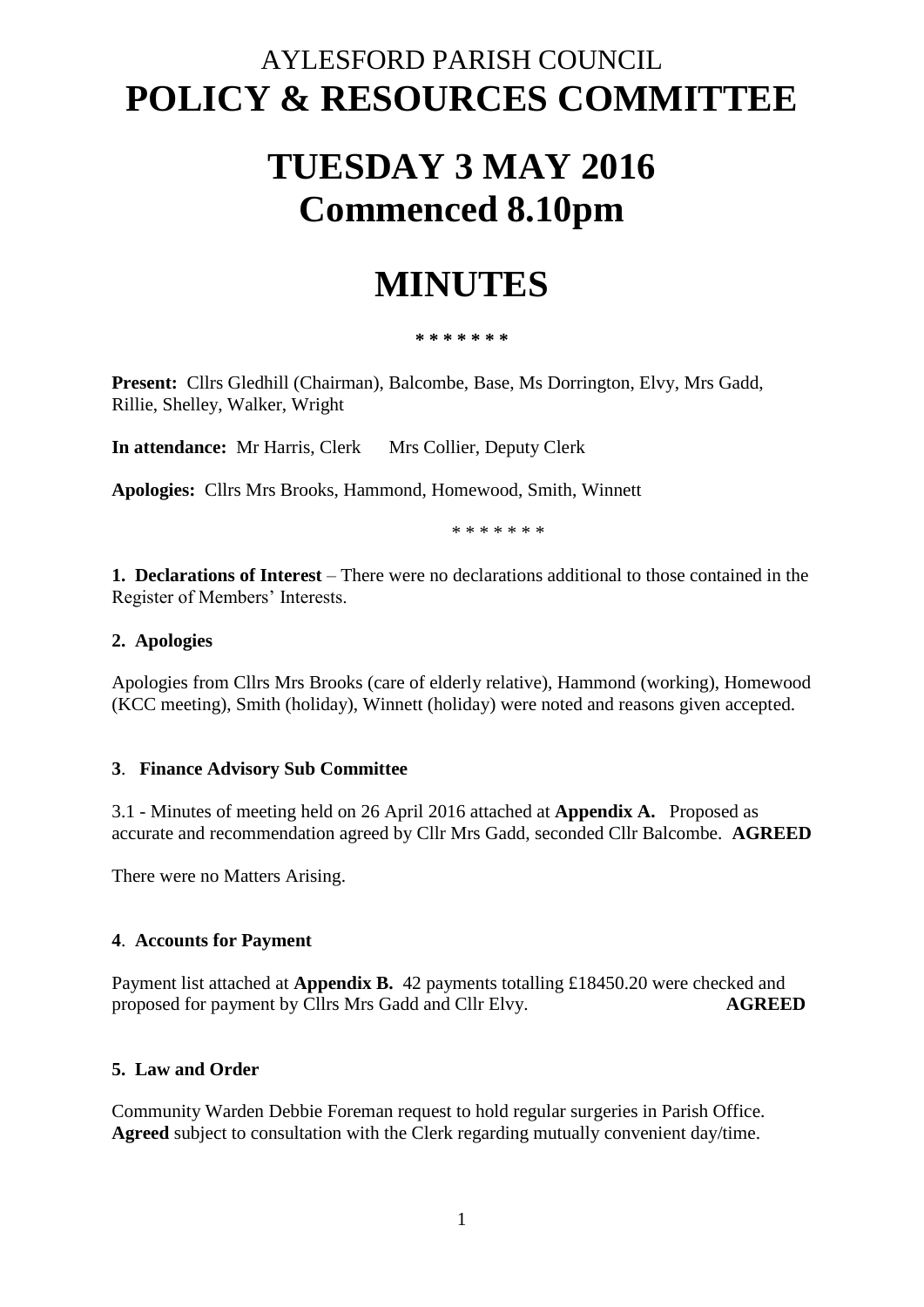# AYLESFORD PARISH COUNCIL

# POLICY & RESOURCES COMMITTEE

# TUESDAY 3 MAY 2016
# Commenced 8.10pm

# MINUTES

\* \* \* \* \* \* \*

**Present:** Cllrs Gledhill (Chairman), Balcombe, Base, Ms Dorrington, Elvy, Mrs Gadd, Rillie, Shelley, Walker, Wright

**In attendance:** Mr Harris, Clerk     Mrs Collier, Deputy Clerk

**Apologies:** Cllrs Mrs Brooks, Hammond, Homewood, Smith, Winnett

\* \* \* \* \* \* \*

**1. Declarations of Interest** – There were no declarations additional to those contained in the Register of Members' Interests.

**2. Apologies**

Apologies from Cllrs Mrs Brooks (care of elderly relative), Hammond (working), Homewood (KCC meeting), Smith (holiday), Winnett (holiday) were noted and reasons given accepted.

**3. Finance Advisory Sub Committee**

3.1 - Minutes of meeting held on 26 April 2016 attached at **Appendix A.** Proposed as accurate and recommendation agreed by Cllr Mrs Gadd, seconded Cllr Balcombe. **AGREED**

There were no Matters Arising.

**4. Accounts for Payment**

Payment list attached at **Appendix B.** 42 payments totalling £18450.20 were checked and proposed for payment by Cllrs Mrs Gadd and Cllr Elvy. **AGREED**

**5. Law and Order**

Community Warden Debbie Foreman request to hold regular surgeries in Parish Office. **Agreed** subject to consultation with the Clerk regarding mutually convenient day/time.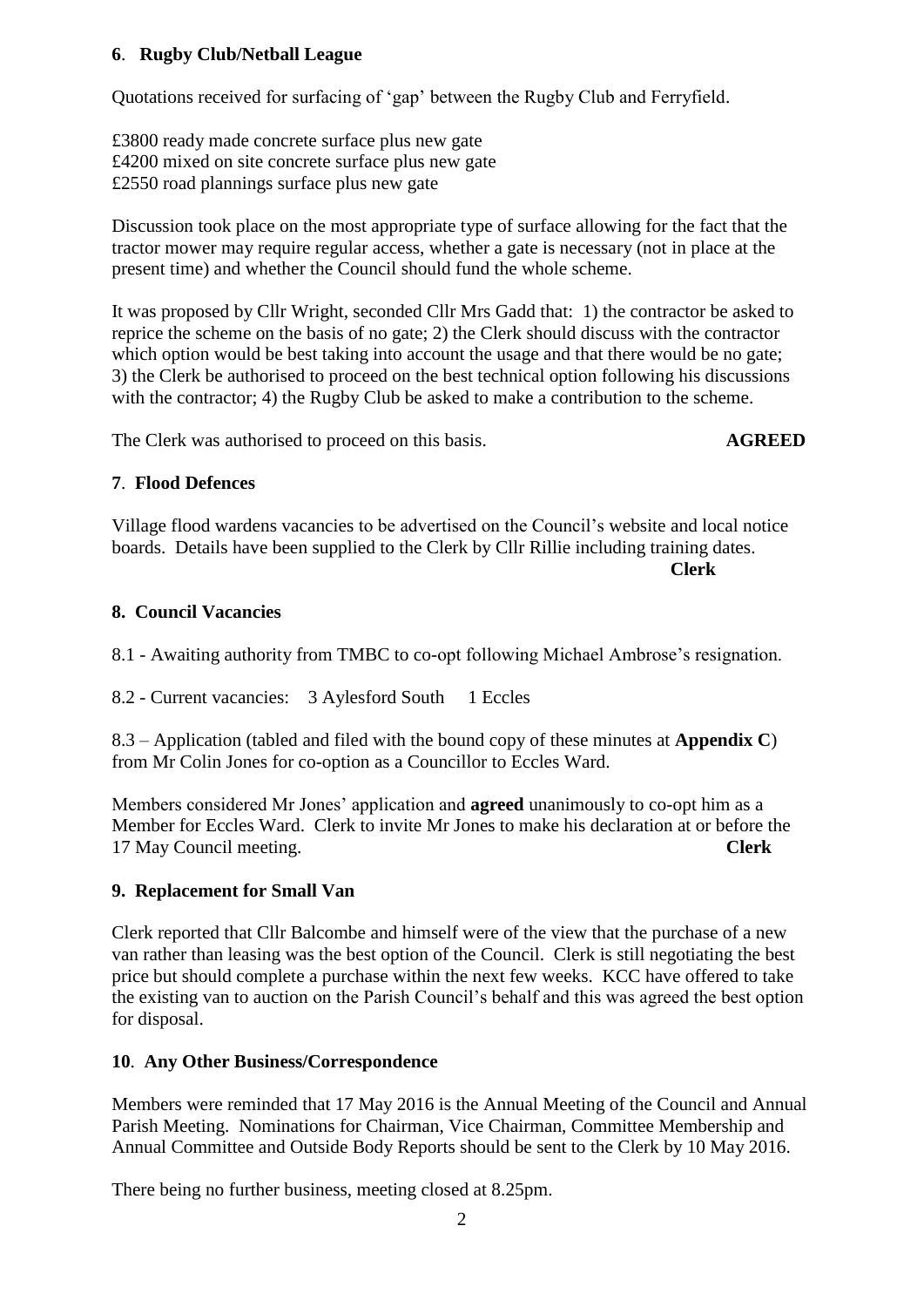## **6**. **Rugby Club/Netball League**

Quotations received for surfacing of 'gap' between the Rugby Club and Ferryfield.

£3800 ready made concrete surface plus new gate
£4200 mixed on site concrete surface plus new gate
£2550 road plannings surface plus new gate

Discussion took place on the most appropriate type of surface allowing for the fact that the tractor mower may require regular access, whether a gate is necessary (not in place at the present time) and whether the Council should fund the whole scheme.

It was proposed by Cllr Wright, seconded Cllr Mrs Gadd that: 1) the contractor be asked to reprice the scheme on the basis of no gate; 2) the Clerk should discuss with the contractor which option would be best taking into account the usage and that there would be no gate; 3) the Clerk be authorised to proceed on the best technical option following his discussions with the contractor; 4) the Rugby Club be asked to make a contribution to the scheme.

The Clerk was authorised to proceed on this basis. **AGREED**

## **7**. **Flood Defences**

Village flood wardens vacancies to be advertised on the Council's website and local notice boards. Details have been supplied to the Clerk by Cllr Rillie including training dates.

**Clerk**

## **8. Council Vacancies**

8.1 - Awaiting authority from TMBC to co-opt following Michael Ambrose's resignation.

8.2 - Current vacancies: 3 Aylesford South 1 Eccles

8.3 – Application (tabled and filed with the bound copy of these minutes at **Appendix C**) from Mr Colin Jones for co-option as a Councillor to Eccles Ward.

Members considered Mr Jones' application and **agreed** unanimously to co-opt him as a Member for Eccles Ward. Clerk to invite Mr Jones to make his declaration at or before the 17 May Council meeting. **Clerk**

## **9. Replacement for Small Van**

Clerk reported that Cllr Balcombe and himself were of the view that the purchase of a new van rather than leasing was the best option of the Council. Clerk is still negotiating the best price but should complete a purchase within the next few weeks. KCC have offered to take the existing van to auction on the Parish Council's behalf and this was agreed the best option for disposal.

## **10**. **Any Other Business/Correspondence**

Members were reminded that 17 May 2016 is the Annual Meeting of the Council and Annual Parish Meeting. Nominations for Chairman, Vice Chairman, Committee Membership and Annual Committee and Outside Body Reports should be sent to the Clerk by 10 May 2016.

There being no further business, meeting closed at 8.25pm.